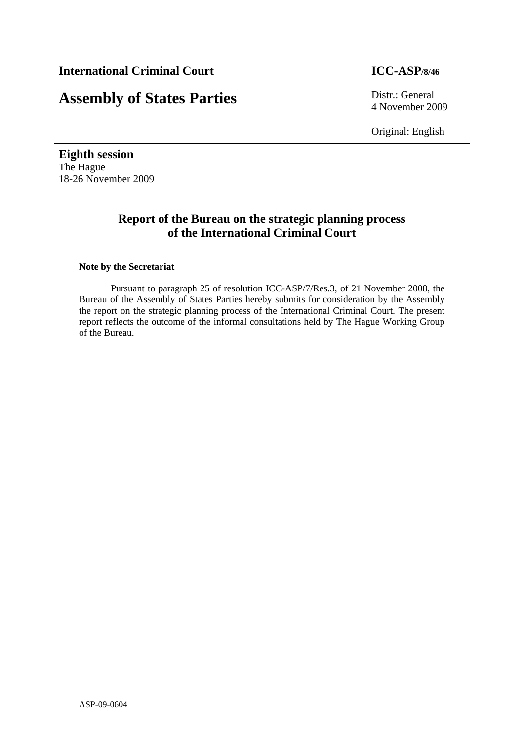**International Criminal Court** **ICC-ASP/8/46**

# Assembly of States Parties

Distr.: General
4 November 2009

Original: English

**Eighth session**
The Hague
18-26 November 2009

## Report of the Bureau on the strategic planning process of the International Criminal Court

**Note by the Secretariat**

Pursuant to paragraph 25 of resolution ICC-ASP/7/Res.3, of 21 November 2008, the Bureau of the Assembly of States Parties hereby submits for consideration by the Assembly the report on the strategic planning process of the International Criminal Court. The present report reflects the outcome of the informal consultations held by The Hague Working Group of the Bureau.

ASP-09-0604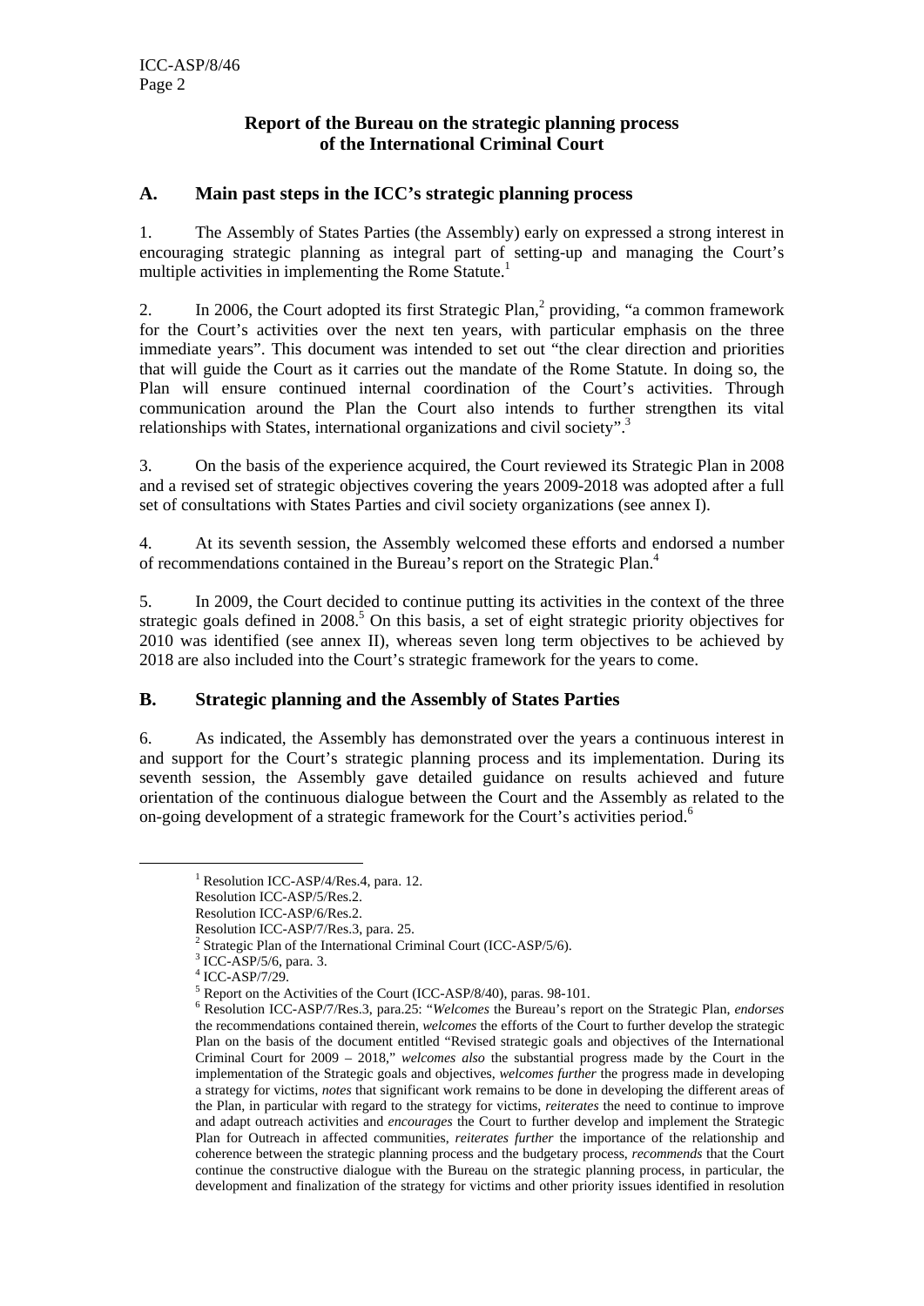**Report of the Bureau on the strategic planning process of the International Criminal Court**

## A. Main past steps in the ICC's strategic planning process

1. The Assembly of States Parties (the Assembly) early on expressed a strong interest in encouraging strategic planning as integral part of setting-up and managing the Court's multiple activities in implementing the Rome Statute.[1]

2. In 2006, the Court adopted its first Strategic Plan,[2] providing, "a common framework for the Court's activities over the next ten years, with particular emphasis on the three immediate years". This document was intended to set out "the clear direction and priorities that will guide the Court as it carries out the mandate of the Rome Statute. In doing so, the Plan will ensure continued internal coordination of the Court's activities. Through communication around the Plan the Court also intends to further strengthen its vital relationships with States, international organizations and civil society".[3]

3. On the basis of the experience acquired, the Court reviewed its Strategic Plan in 2008 and a revised set of strategic objectives covering the years 2009-2018 was adopted after a full set of consultations with States Parties and civil society organizations (see annex I).

4. At its seventh session, the Assembly welcomed these efforts and endorsed a number of recommendations contained in the Bureau's report on the Strategic Plan.[4]

5. In 2009, the Court decided to continue putting its activities in the context of the three strategic goals defined in 2008.[5] On this basis, a set of eight strategic priority objectives for 2010 was identified (see annex II), whereas seven long term objectives to be achieved by 2018 are also included into the Court's strategic framework for the years to come.

## B. Strategic planning and the Assembly of States Parties

6. As indicated, the Assembly has demonstrated over the years a continuous interest in and support for the Court's strategic planning process and its implementation. During its seventh session, the Assembly gave detailed guidance on results achieved and future orientation of the continuous dialogue between the Court and the Assembly as related to the on-going development of a strategic framework for the Court's activities period.[6]

---

[1] Resolution ICC-ASP/4/Res.4, para. 12.
Resolution ICC-ASP/5/Res.2.
Resolution ICC-ASP/6/Res.2.
Resolution ICC-ASP/7/Res.3, para. 25.

[2] Strategic Plan of the International Criminal Court (ICC-ASP/5/6).

[3] ICC-ASP/5/6, para. 3.

[4] ICC-ASP/7/29.

[5] Report on the Activities of the Court (ICC-ASP/8/40), paras. 98-101.

[6] Resolution ICC-ASP/7/Res.3, para.25: "*Welcomes* the Bureau's report on the Strategic Plan, *endorses* the recommendations contained therein, *welcomes* the efforts of the Court to further develop the strategic Plan on the basis of the document entitled "Revised strategic goals and objectives of the International Criminal Court for 2009 – 2018," *welcomes also* the substantial progress made by the Court in the implementation of the Strategic goals and objectives, *welcomes further* the progress made in developing a strategy for victims, *notes* that significant work remains to be done in developing the different areas of the Plan, in particular with regard to the strategy for victims, *reiterates* the need to continue to improve and adapt outreach activities and *encourages* the Court to further develop and implement the Strategic Plan for Outreach in affected communities, *reiterates further* the importance of the relationship and coherence between the strategic planning process and the budgetary process, *recommends* that the Court continue the constructive dialogue with the Bureau on the strategic planning process, in particular, the development and finalization of the strategy for victims and other priority issues identified in resolution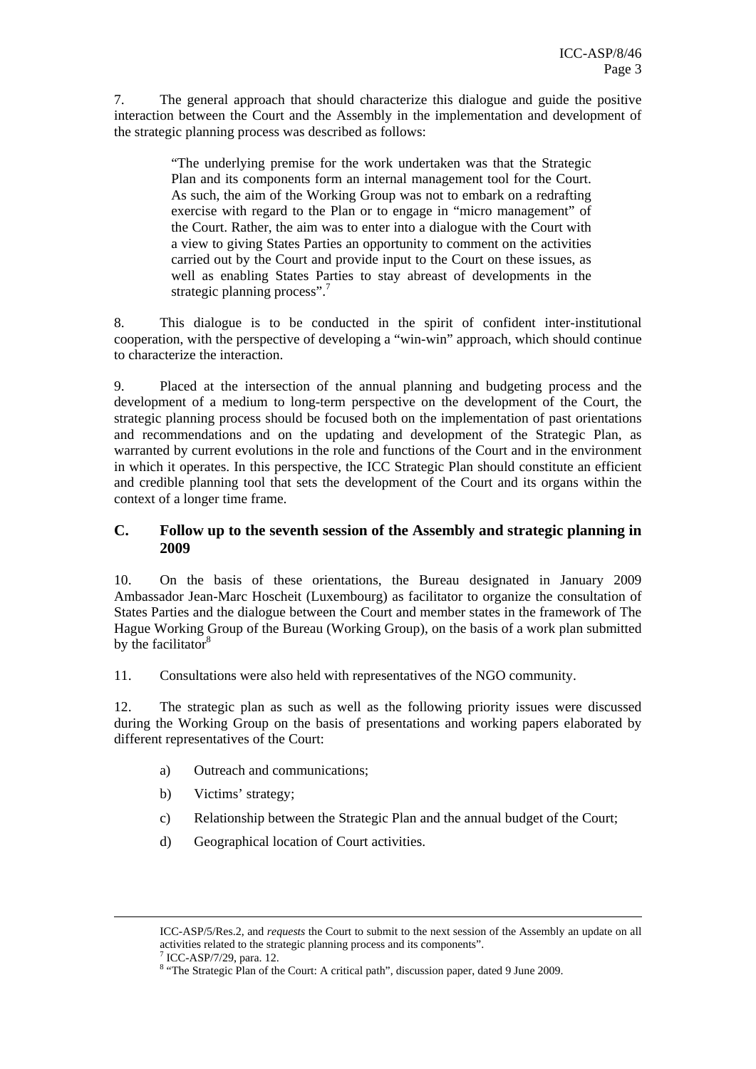7. The general approach that should characterize this dialogue and guide the positive interaction between the Court and the Assembly in the implementation and development of the strategic planning process was described as follows:

> "The underlying premise for the work undertaken was that the Strategic Plan and its components form an internal management tool for the Court. As such, the aim of the Working Group was not to embark on a redrafting exercise with regard to the Plan or to engage in "micro management" of the Court. Rather, the aim was to enter into a dialogue with the Court with a view to giving States Parties an opportunity to comment on the activities carried out by the Court and provide input to the Court on these issues, as well as enabling States Parties to stay abreast of developments in the strategic planning process".[7]

8. This dialogue is to be conducted in the spirit of confident inter-institutional cooperation, with the perspective of developing a "win-win" approach, which should continue to characterize the interaction.

9. Placed at the intersection of the annual planning and budgeting process and the development of a medium to long-term perspective on the development of the Court, the strategic planning process should be focused both on the implementation of past orientations and recommendations and on the updating and development of the Strategic Plan, as warranted by current evolutions in the role and functions of the Court and in the environment in which it operates. In this perspective, the ICC Strategic Plan should constitute an efficient and credible planning tool that sets the development of the Court and its organs within the context of a longer time frame.

## C. Follow up to the seventh session of the Assembly and strategic planning in 2009

10. On the basis of these orientations, the Bureau designated in January 2009 Ambassador Jean-Marc Hoscheit (Luxembourg) as facilitator to organize the consultation of States Parties and the dialogue between the Court and member states in the framework of The Hague Working Group of the Bureau (Working Group), on the basis of a work plan submitted by the facilitator[8]

11. Consultations were also held with representatives of the NGO community.

12. The strategic plan as such as well as the following priority issues were discussed during the Working Group on the basis of presentations and working papers elaborated by different representatives of the Court:

a) Outreach and communications;

b) Victims' strategy;

c) Relationship between the Strategic Plan and the annual budget of the Court;

d) Geographical location of Court activities.

---

ICC-ASP/5/Res.2, and *requests* the Court to submit to the next session of the Assembly an update on all activities related to the strategic planning process and its components".

[7] ICC-ASP/7/29, para. 12.

[8] "The Strategic Plan of the Court: A critical path", discussion paper, dated 9 June 2009.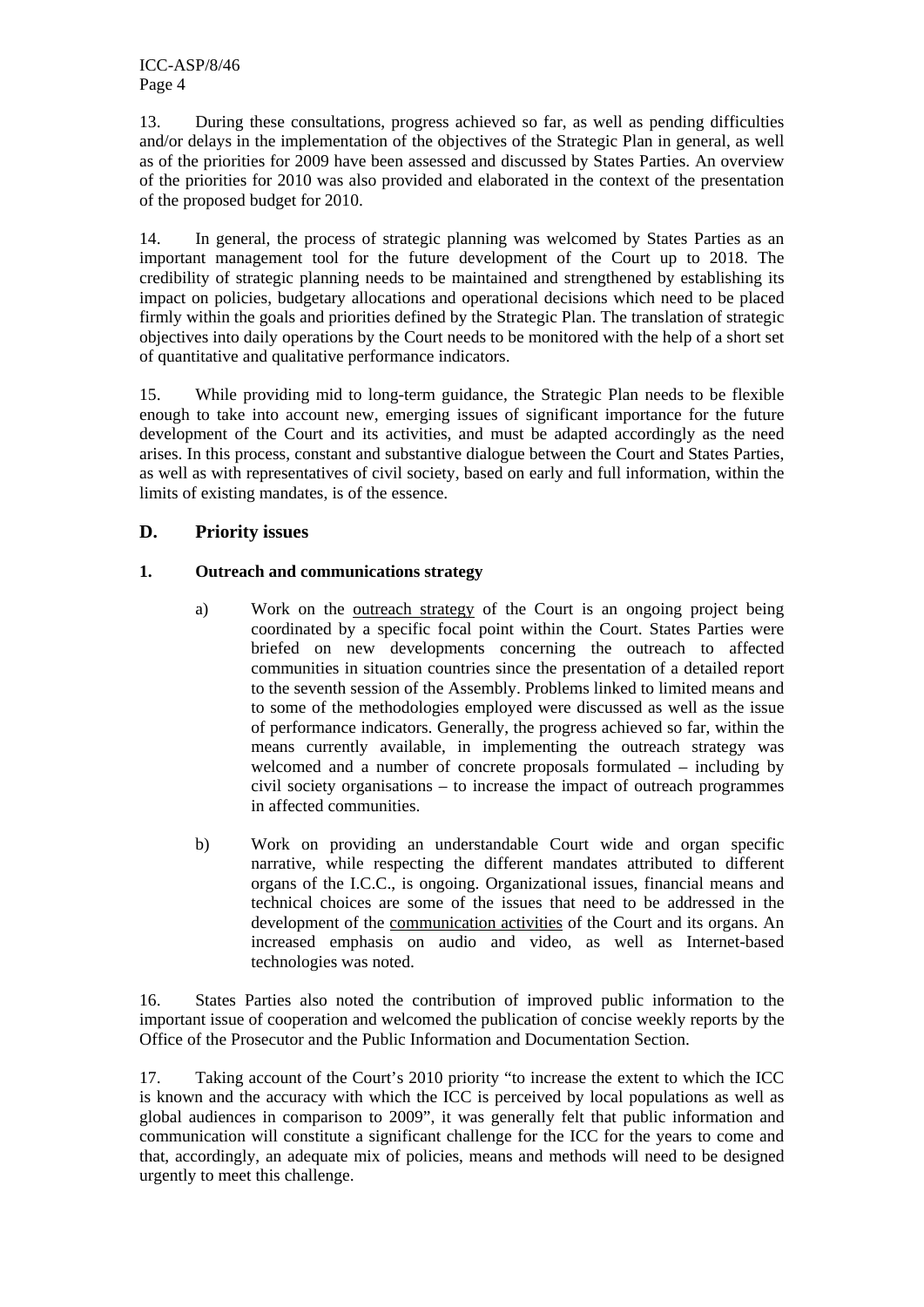13. During these consultations, progress achieved so far, as well as pending difficulties and/or delays in the implementation of the objectives of the Strategic Plan in general, as well as of the priorities for 2009 have been assessed and discussed by States Parties. An overview of the priorities for 2010 was also provided and elaborated in the context of the presentation of the proposed budget for 2010.

14. In general, the process of strategic planning was welcomed by States Parties as an important management tool for the future development of the Court up to 2018. The credibility of strategic planning needs to be maintained and strengthened by establishing its impact on policies, budgetary allocations and operational decisions which need to be placed firmly within the goals and priorities defined by the Strategic Plan. The translation of strategic objectives into daily operations by the Court needs to be monitored with the help of a short set of quantitative and qualitative performance indicators.

15. While providing mid to long-term guidance, the Strategic Plan needs to be flexible enough to take into account new, emerging issues of significant importance for the future development of the Court and its activities, and must be adapted accordingly as the need arises. In this process, constant and substantive dialogue between the Court and States Parties, as well as with representatives of civil society, based on early and full information, within the limits of existing mandates, is of the essence.

## D. Priority issues

### 1. Outreach and communications strategy

a) Work on the outreach strategy of the Court is an ongoing project being coordinated by a specific focal point within the Court. States Parties were briefed on new developments concerning the outreach to affected communities in situation countries since the presentation of a detailed report to the seventh session of the Assembly. Problems linked to limited means and to some of the methodologies employed were discussed as well as the issue of performance indicators. Generally, the progress achieved so far, within the means currently available, in implementing the outreach strategy was welcomed and a number of concrete proposals formulated – including by civil society organisations – to increase the impact of outreach programmes in affected communities.

b) Work on providing an understandable Court wide and organ specific narrative, while respecting the different mandates attributed to different organs of the I.C.C., is ongoing. Organizational issues, financial means and technical choices are some of the issues that need to be addressed in the development of the communication activities of the Court and its organs. An increased emphasis on audio and video, as well as Internet-based technologies was noted.

16. States Parties also noted the contribution of improved public information to the important issue of cooperation and welcomed the publication of concise weekly reports by the Office of the Prosecutor and the Public Information and Documentation Section.

17. Taking account of the Court's 2010 priority "to increase the extent to which the ICC is known and the accuracy with which the ICC is perceived by local populations as well as global audiences in comparison to 2009", it was generally felt that public information and communication will constitute a significant challenge for the ICC for the years to come and that, accordingly, an adequate mix of policies, means and methods will need to be designed urgently to meet this challenge.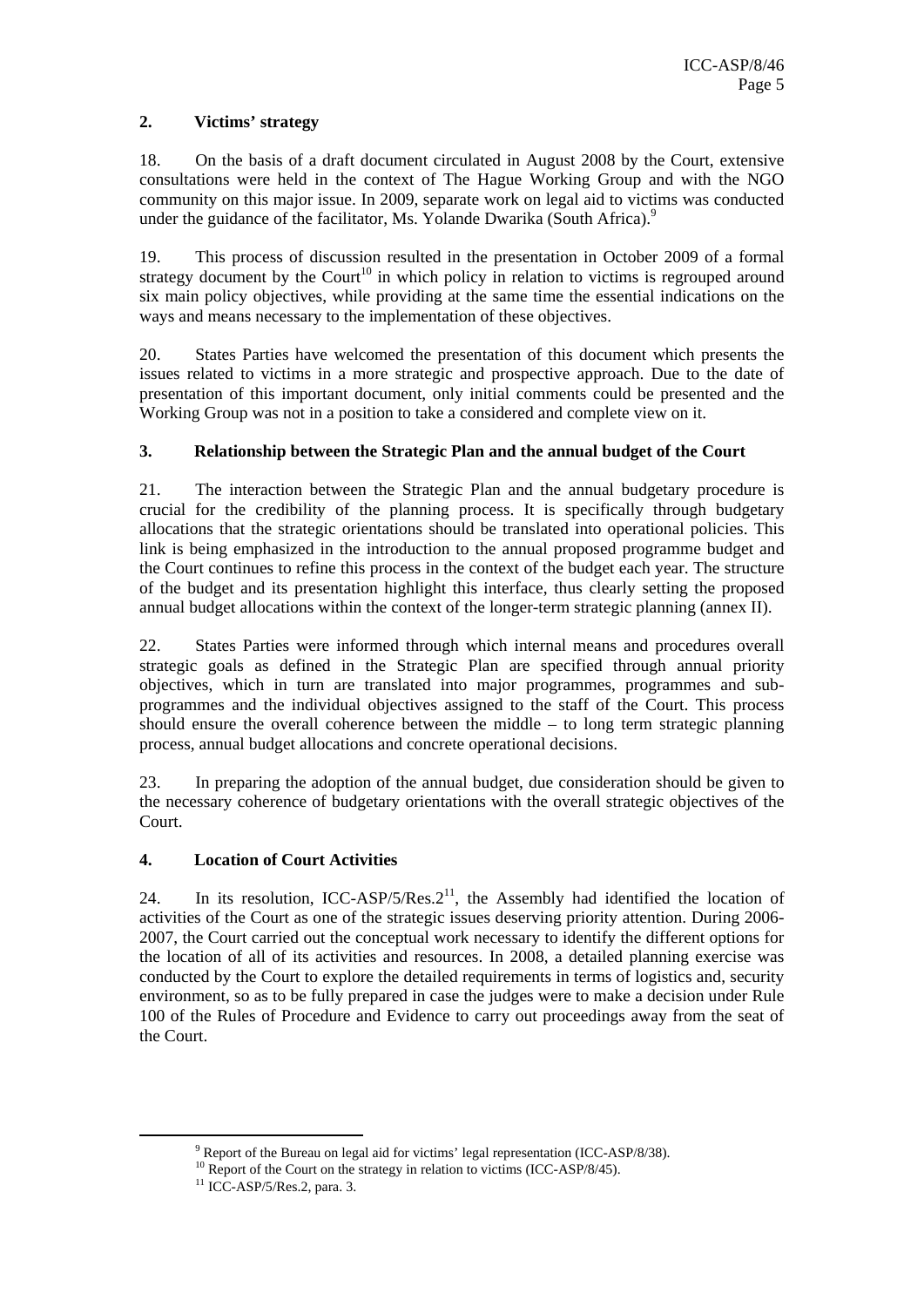## 2. Victims' strategy

18. On the basis of a draft document circulated in August 2008 by the Court, extensive consultations were held in the context of The Hague Working Group and with the NGO community on this major issue. In 2009, separate work on legal aid to victims was conducted under the guidance of the facilitator, Ms. Yolande Dwarika (South Africa).[9]

19. This process of discussion resulted in the presentation in October 2009 of a formal strategy document by the Court[10] in which policy in relation to victims is regrouped around six main policy objectives, while providing at the same time the essential indications on the ways and means necessary to the implementation of these objectives.

20. States Parties have welcomed the presentation of this document which presents the issues related to victims in a more strategic and prospective approach. Due to the date of presentation of this important document, only initial comments could be presented and the Working Group was not in a position to take a considered and complete view on it.

## 3. Relationship between the Strategic Plan and the annual budget of the Court

21. The interaction between the Strategic Plan and the annual budgetary procedure is crucial for the credibility of the planning process. It is specifically through budgetary allocations that the strategic orientations should be translated into operational policies. This link is being emphasized in the introduction to the annual proposed programme budget and the Court continues to refine this process in the context of the budget each year. The structure of the budget and its presentation highlight this interface, thus clearly setting the proposed annual budget allocations within the context of the longer-term strategic planning (annex II).

22. States Parties were informed through which internal means and procedures overall strategic goals as defined in the Strategic Plan are specified through annual priority objectives, which in turn are translated into major programmes, programmes and sub-programmes and the individual objectives assigned to the staff of the Court. This process should ensure the overall coherence between the middle – to long term strategic planning process, annual budget allocations and concrete operational decisions.

23. In preparing the adoption of the annual budget, due consideration should be given to the necessary coherence of budgetary orientations with the overall strategic objectives of the Court.

## 4. Location of Court Activities

24. In its resolution, ICC-ASP/5/Res.2[11], the Assembly had identified the location of activities of the Court as one of the strategic issues deserving priority attention. During 2006-2007, the Court carried out the conceptual work necessary to identify the different options for the location of all of its activities and resources. In 2008, a detailed planning exercise was conducted by the Court to explore the detailed requirements in terms of logistics and, security environment, so as to be fully prepared in case the judges were to make a decision under Rule 100 of the Rules of Procedure and Evidence to carry out proceedings away from the seat of the Court.

[9] Report of the Bureau on legal aid for victims' legal representation (ICC-ASP/8/38).

[10] Report of the Court on the strategy in relation to victims (ICC-ASP/8/45).

[11] ICC-ASP/5/Res.2, para. 3.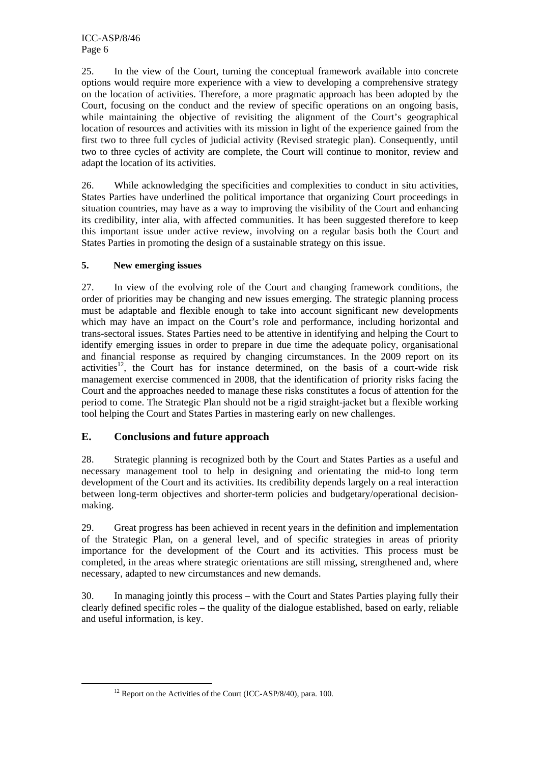25. In the view of the Court, turning the conceptual framework available into concrete options would require more experience with a view to developing a comprehensive strategy on the location of activities. Therefore, a more pragmatic approach has been adopted by the Court, focusing on the conduct and the review of specific operations on an ongoing basis, while maintaining the objective of revisiting the alignment of the Court's geographical location of resources and activities with its mission in light of the experience gained from the first two to three full cycles of judicial activity (Revised strategic plan). Consequently, until two to three cycles of activity are complete, the Court will continue to monitor, review and adapt the location of its activities.

26. While acknowledging the specificities and complexities to conduct in situ activities, States Parties have underlined the political importance that organizing Court proceedings in situation countries, may have as a way to improving the visibility of the Court and enhancing its credibility, inter alia, with affected communities. It has been suggested therefore to keep this important issue under active review, involving on a regular basis both the Court and States Parties in promoting the design of a sustainable strategy on this issue.

### 5. New emerging issues

27. In view of the evolving role of the Court and changing framework conditions, the order of priorities may be changing and new issues emerging. The strategic planning process must be adaptable and flexible enough to take into account significant new developments which may have an impact on the Court's role and performance, including horizontal and trans-sectoral issues. States Parties need to be attentive in identifying and helping the Court to identify emerging issues in order to prepare in due time the adequate policy, organisational and financial response as required by changing circumstances. In the 2009 report on its activities[12], the Court has for instance determined, on the basis of a court-wide risk management exercise commenced in 2008, that the identification of priority risks facing the Court and the approaches needed to manage these risks constitutes a focus of attention for the period to come. The Strategic Plan should not be a rigid straight-jacket but a flexible working tool helping the Court and States Parties in mastering early on new challenges.

## E. Conclusions and future approach

28. Strategic planning is recognized both by the Court and States Parties as a useful and necessary management tool to help in designing and orientating the mid-to long term development of the Court and its activities. Its credibility depends largely on a real interaction between long-term objectives and shorter-term policies and budgetary/operational decision-making.

29. Great progress has been achieved in recent years in the definition and implementation of the Strategic Plan, on a general level, and of specific strategies in areas of priority importance for the development of the Court and its activities. This process must be completed, in the areas where strategic orientations are still missing, strengthened and, where necessary, adapted to new circumstances and new demands.

30. In managing jointly this process – with the Court and States Parties playing fully their clearly defined specific roles – the quality of the dialogue established, based on early, reliable and useful information, is key.

[12] Report on the Activities of the Court (ICC-ASP/8/40), para. 100.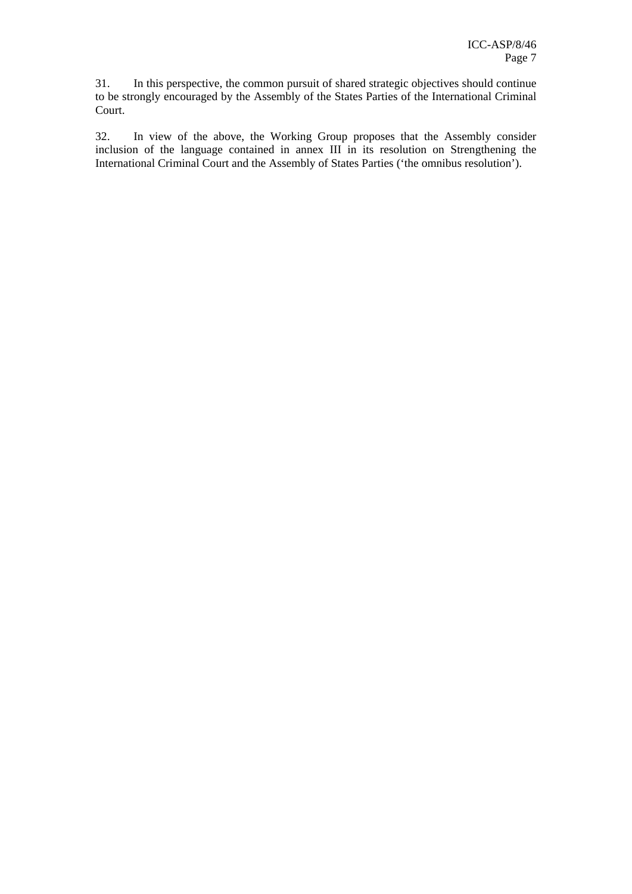31. In this perspective, the common pursuit of shared strategic objectives should continue to be strongly encouraged by the Assembly of the States Parties of the International Criminal Court.

32. In view of the above, the Working Group proposes that the Assembly consider inclusion of the language contained in annex III in its resolution on Strengthening the International Criminal Court and the Assembly of States Parties ('the omnibus resolution').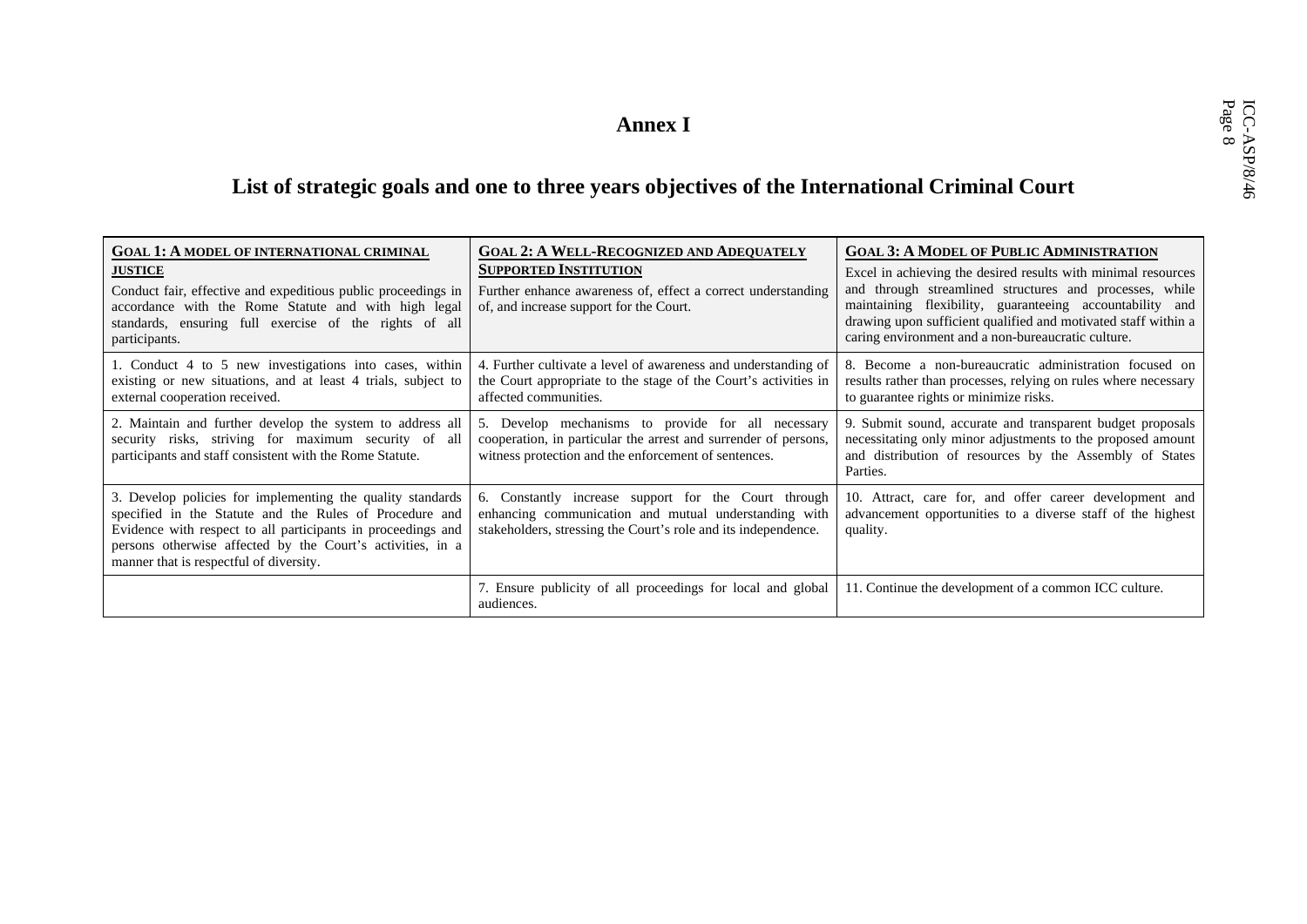# Annex I

## List of strategic goals and one to three years objectives of the International Criminal Court

| **GOAL 1: A MODEL OF INTERNATIONAL CRIMINAL JUSTICE**<br>Conduct fair, effective and expeditious public proceedings in accordance with the Rome Statute and with high legal standards, ensuring full exercise of the rights of all participants. | **GOAL 2: A WELL-RECOGNIZED AND ADEQUATELY SUPPORTED INSTITUTION**<br>Further enhance awareness of, effect a correct understanding of, and increase support for the Court. | **GOAL 3: A MODEL OF PUBLIC ADMINISTRATION**<br>Excel in achieving the desired results with minimal resources and through streamlined structures and processes, while maintaining flexibility, guaranteeing accountability and drawing upon sufficient qualified and motivated staff within a caring environment and a non-bureaucratic culture. |
|---|---|---|
| 1. Conduct 4 to 5 new investigations into cases, within existing or new situations, and at least 4 trials, subject to external cooperation received. | 4. Further cultivate a level of awareness and understanding of the Court appropriate to the stage of the Court's activities in affected communities. | 8. Become a non-bureaucratic administration focused on results rather than processes, relying on rules where necessary to guarantee rights or minimize risks. |
| 2. Maintain and further develop the system to address all security risks, striving for maximum security of all participants and staff consistent with the Rome Statute. | 5. Develop mechanisms to provide for all necessary cooperation, in particular the arrest and surrender of persons, witness protection and the enforcement of sentences. | 9. Submit sound, accurate and transparent budget proposals necessitating only minor adjustments to the proposed amount and distribution of resources by the Assembly of States Parties. |
| 3. Develop policies for implementing the quality standards specified in the Statute and the Rules of Procedure and Evidence with respect to all participants in proceedings and persons otherwise affected by the Court's activities, in a manner that is respectful of diversity. | 6. Constantly increase support for the Court through enhancing communication and mutual understanding with stakeholders, stressing the Court's role and its independence. | 10. Attract, care for, and offer career development and advancement opportunities to a diverse staff of the highest quality. |
| | 7. Ensure publicity of all proceedings for local and global audiences. | 11. Continue the development of a common ICC culture. |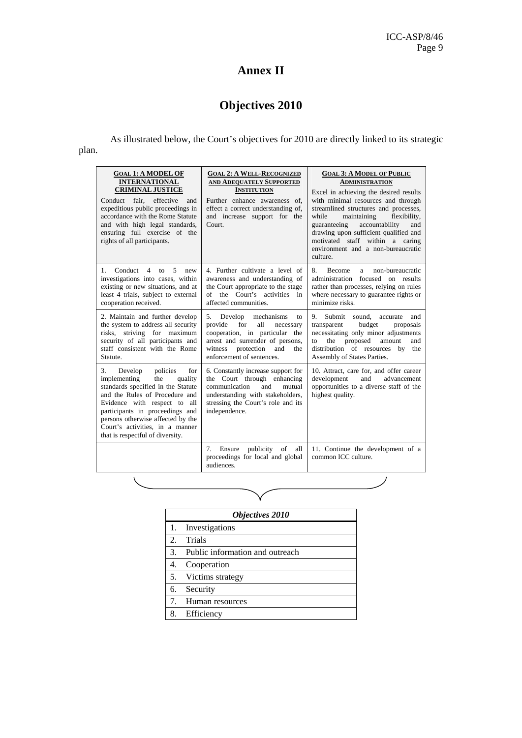# Annex II

## Objectives 2010

As illustrated below, the Court's objectives for 2010 are directly linked to its strategic plan.

| **GOAL 1: A MODEL OF INTERNATIONAL CRIMINAL JUSTICE** Conduct fair, effective and expeditious public proceedings in accordance with the Rome Statute and with high legal standards, ensuring full exercise of the rights of all participants. | **GOAL 2: A WELL-RECOGNIZED AND ADEQUATELY SUPPORTED INSTITUTION** Further enhance awareness of, effect a correct understanding of, and increase support for the Court. | **GOAL 3: A MODEL OF PUBLIC ADMINISTRATION** Excel in achieving the desired results with minimal resources and through streamlined structures and processes, while maintaining flexibility, guaranteeing accountability and drawing upon sufficient qualified and motivated staff within a caring environment and a non-bureaucratic culture. |
|---|---|---|
| 1. Conduct 4 to 5 new investigations into cases, within existing or new situations, and at least 4 trials, subject to external cooperation received. | 4. Further cultivate a level of awareness and understanding of the Court appropriate to the stage of the Court's activities in affected communities. | 8. Become a non-bureaucratic administration focused on results rather than processes, relying on rules where necessary to guarantee rights or minimize risks. |
| 2. Maintain and further develop the system to address all security risks, striving for maximum security of all participants and staff consistent with the Rome Statute. | 5. Develop mechanisms to provide for all necessary cooperation, in particular the arrest and surrender of persons, witness protection and the enforcement of sentences. | 9. Submit sound, accurate and transparent budget proposals necessitating only minor adjustments to the proposed amount and distribution of resources by the Assembly of States Parties. |
| 3. Develop policies for implementing the quality standards specified in the Statute and the Rules of Procedure and Evidence with respect to all participants in proceedings and persons otherwise affected by the Court's activities, in a manner that is respectful of diversity. | 6. Constantly increase support for the Court through enhancing communication and mutual understanding with stakeholders, stressing the Court's role and its independence. | 10. Attract, care for, and offer career development and advancement opportunities to a diverse staff of the highest quality. |
| | 7. Ensure publicity of all proceedings for local and global audiences. | 11. Continue the development of a common ICC culture. |

| *Objectives 2010* |
|---|
| 1. Investigations |
| 2. Trials |
| 3. Public information and outreach |
| 4. Cooperation |
| 5. Victims strategy |
| 6. Security |
| 7. Human resources |
| 8. Efficiency |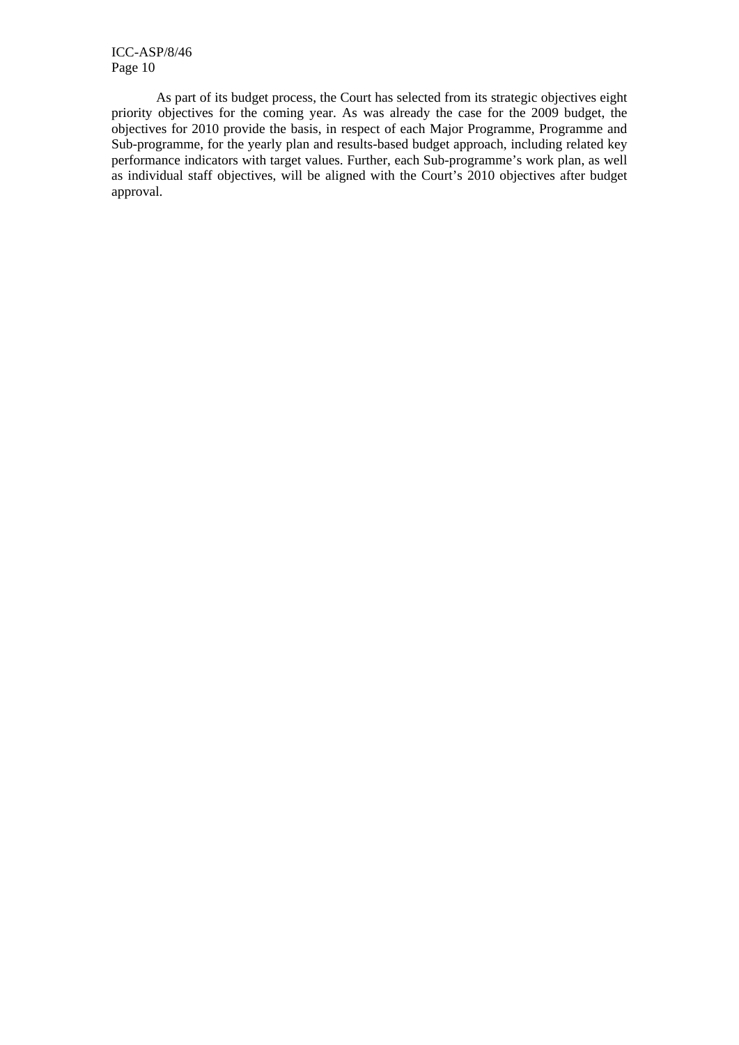As part of its budget process, the Court has selected from its strategic objectives eight priority objectives for the coming year. As was already the case for the 2009 budget, the objectives for 2010 provide the basis, in respect of each Major Programme, Programme and Sub-programme, for the yearly plan and results-based budget approach, including related key performance indicators with target values. Further, each Sub-programme's work plan, as well as individual staff objectives, will be aligned with the Court's 2010 objectives after budget approval.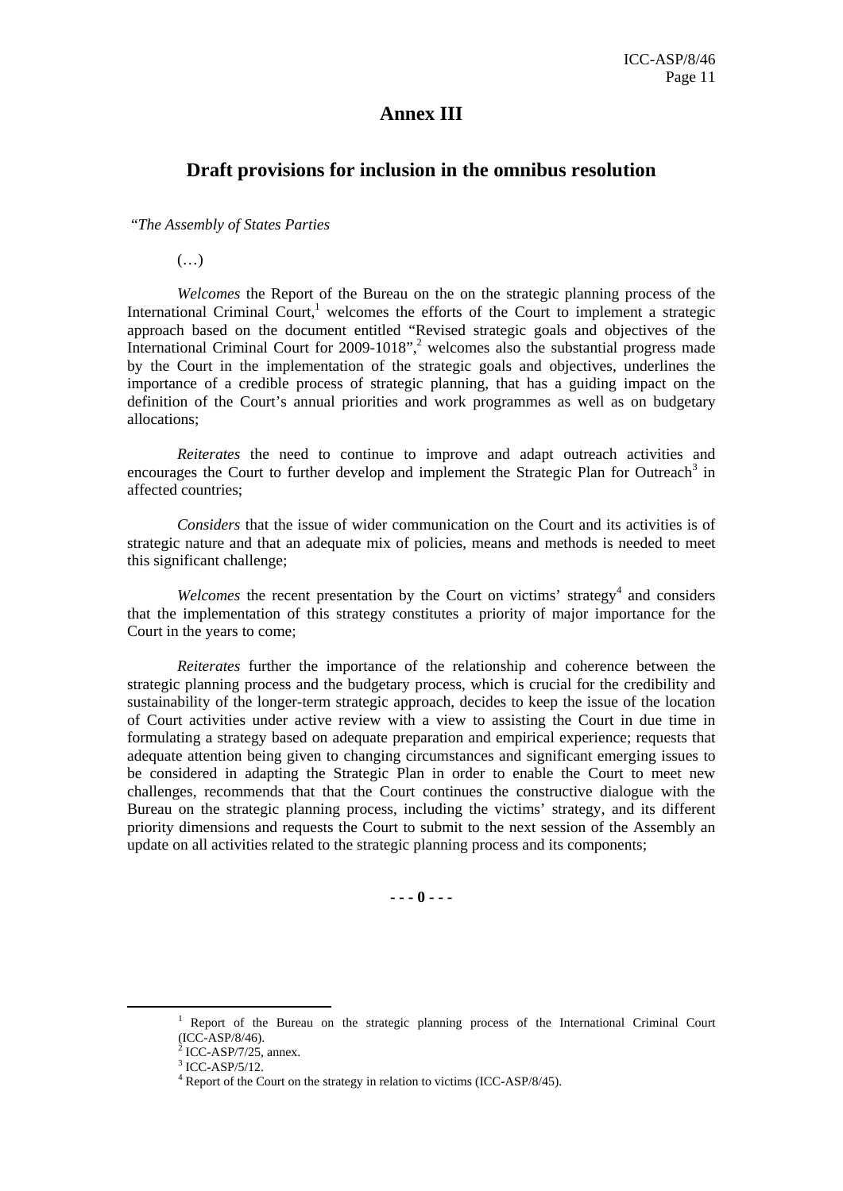# Annex III

## Draft provisions for inclusion in the omnibus resolution

"*The Assembly of States Parties*

(…)

*Welcomes* the Report of the Bureau on the on the strategic planning process of the International Criminal Court,[1] welcomes the efforts of the Court to implement a strategic approach based on the document entitled "Revised strategic goals and objectives of the International Criminal Court for 2009-1018",[2] welcomes also the substantial progress made by the Court in the implementation of the strategic goals and objectives, underlines the importance of a credible process of strategic planning, that has a guiding impact on the definition of the Court's annual priorities and work programmes as well as on budgetary allocations;

*Reiterates* the need to continue to improve and adapt outreach activities and encourages the Court to further develop and implement the Strategic Plan for Outreach[3] in affected countries;

*Considers* that the issue of wider communication on the Court and its activities is of strategic nature and that an adequate mix of policies, means and methods is needed to meet this significant challenge;

*Welcomes* the recent presentation by the Court on victims' strategy[4] and considers that the implementation of this strategy constitutes a priority of major importance for the Court in the years to come;

*Reiterates* further the importance of the relationship and coherence between the strategic planning process and the budgetary process, which is crucial for the credibility and sustainability of the longer-term strategic approach, decides to keep the issue of the location of Court activities under active review with a view to assisting the Court in due time in formulating a strategy based on adequate preparation and empirical experience; requests that adequate attention being given to changing circumstances and significant emerging issues to be considered in adapting the Strategic Plan in order to enable the Court to meet new challenges, recommends that that the Court continues the constructive dialogue with the Bureau on the strategic planning process, including the victims' strategy, and its different priority dimensions and requests the Court to submit to the next session of the Assembly an update on all activities related to the strategic planning process and its components;

**- - - 0 - - -**

[1] Report of the Bureau on the strategic planning process of the International Criminal Court (ICC-ASP/8/46).

[2] ICC-ASP/7/25, annex.

[3] ICC-ASP/5/12.

[4] Report of the Court on the strategy in relation to victims (ICC-ASP/8/45).